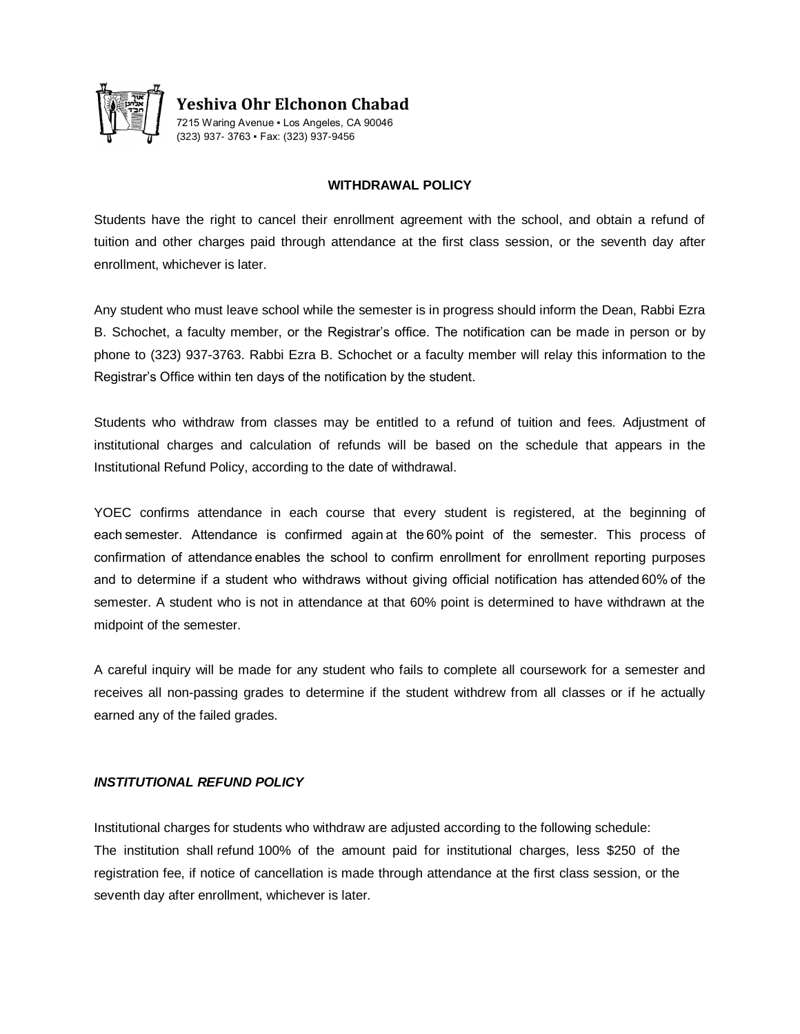**Yeshiva Ohr Elchonon Chabad**
7215 Waring Avenue ▪ Los Angeles, CA 90046
(323) 937- 3763 ▪ Fax: (323) 937-9456

## WITHDRAWAL POLICY

Students have the right to cancel their enrollment agreement with the school, and obtain a refund of tuition and other charges paid through attendance at the first class session, or the seventh day after enrollment, whichever is later.

Any student who must leave school while the semester is in progress should inform the Dean, Rabbi Ezra B. Schochet, a faculty member, or the Registrar's office. The notification can be made in person or by phone to (323) 937-3763. Rabbi Ezra B. Schochet or a faculty member will relay this information to the Registrar's Office within ten days of the notification by the student.

Students who withdraw from classes may be entitled to a refund of tuition and fees. Adjustment of institutional charges and calculation of refunds will be based on the schedule that appears in the Institutional Refund Policy, according to the date of withdrawal.

YOEC confirms attendance in each course that every student is registered, at the beginning of each semester. Attendance is confirmed again at the 60% point of the semester. This process of confirmation of attendance enables the school to confirm enrollment for enrollment reporting purposes and to determine if a student who withdraws without giving official notification has attended 60% of the semester. A student who is not in attendance at that 60% point is determined to have withdrawn at the midpoint of the semester.

A careful inquiry will be made for any student who fails to complete all coursework for a semester and receives all non-passing grades to determine if the student withdrew from all classes or if he actually earned any of the failed grades.

### *INSTITUTIONAL REFUND POLICY*

Institutional charges for students who withdraw are adjusted according to the following schedule:
The institution shall refund 100% of the amount paid for institutional charges, less $250 of the registration fee, if notice of cancellation is made through attendance at the first class session, or the seventh day after enrollment, whichever is later.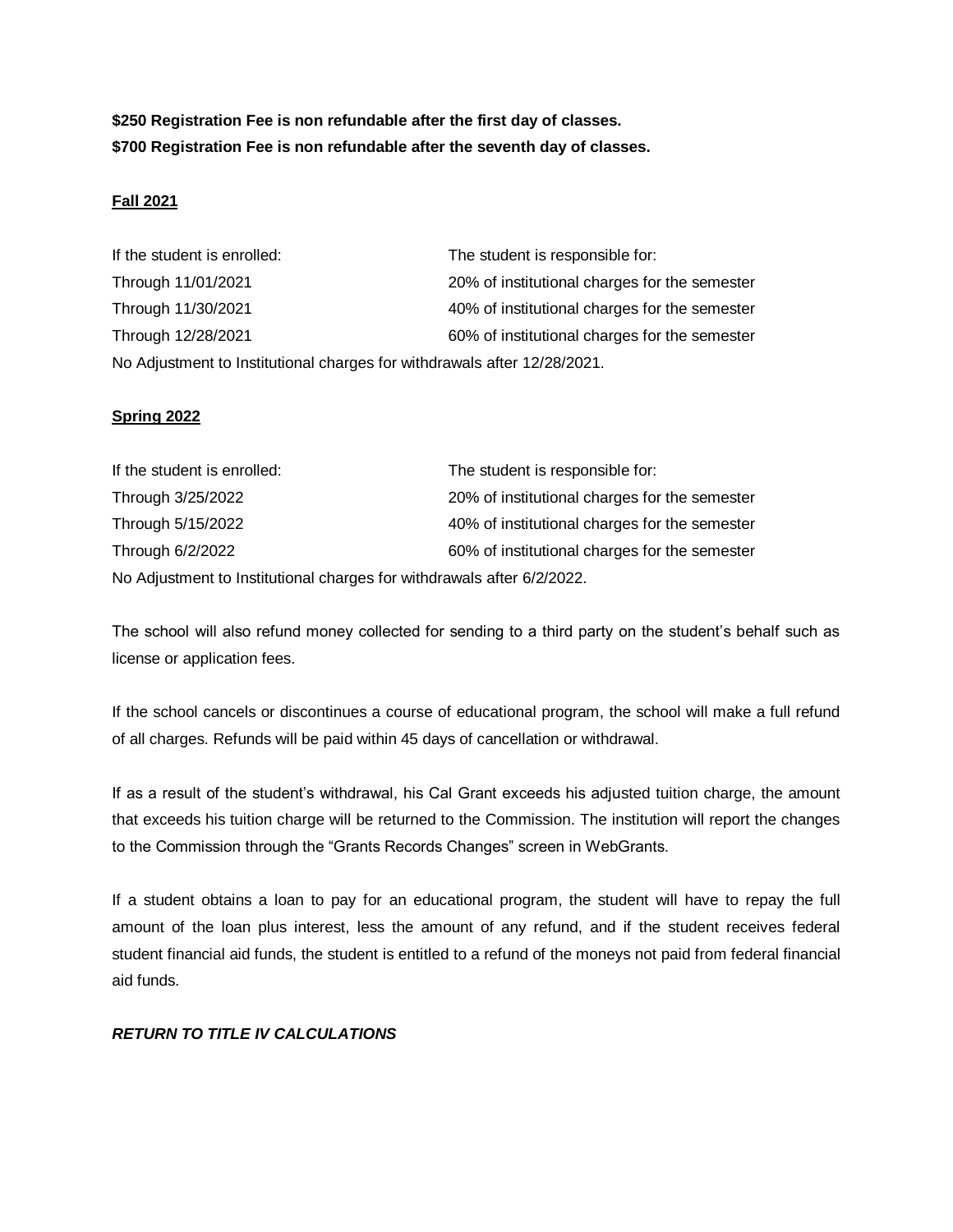**$250 Registration Fee is non refundable after the first day of classes.**
**$700 Registration Fee is non refundable after the seventh day of classes.**

**Fall 2021**

| If the student is enrolled: | The student is responsible for: |
|---|---|
| Through 11/01/2021 | 20% of institutional charges for the semester |
| Through 11/30/2021 | 40% of institutional charges for the semester |
| Through 12/28/2021 | 60% of institutional charges for the semester |

No Adjustment to Institutional charges for withdrawals after 12/28/2021.

**Spring 2022**

| If the student is enrolled: | The student is responsible for: |
|---|---|
| Through 3/25/2022 | 20% of institutional charges for the semester |
| Through 5/15/2022 | 40% of institutional charges for the semester |
| Through 6/2/2022 | 60% of institutional charges for the semester |

No Adjustment to Institutional charges for withdrawals after 6/2/2022.

The school will also refund money collected for sending to a third party on the student's behalf such as license or application fees.

If the school cancels or discontinues a course of educational program, the school will make a full refund of all charges. Refunds will be paid within 45 days of cancellation or withdrawal.

If as a result of the student's withdrawal, his Cal Grant exceeds his adjusted tuition charge, the amount that exceeds his tuition charge will be returned to the Commission. The institution will report the changes to the Commission through the "Grants Records Changes" screen in WebGrants.

If a student obtains a loan to pay for an educational program, the student will have to repay the full amount of the loan plus interest, less the amount of any refund, and if the student receives federal student financial aid funds, the student is entitled to a refund of the moneys not paid from federal financial aid funds.

***RETURN TO TITLE IV CALCULATIONS***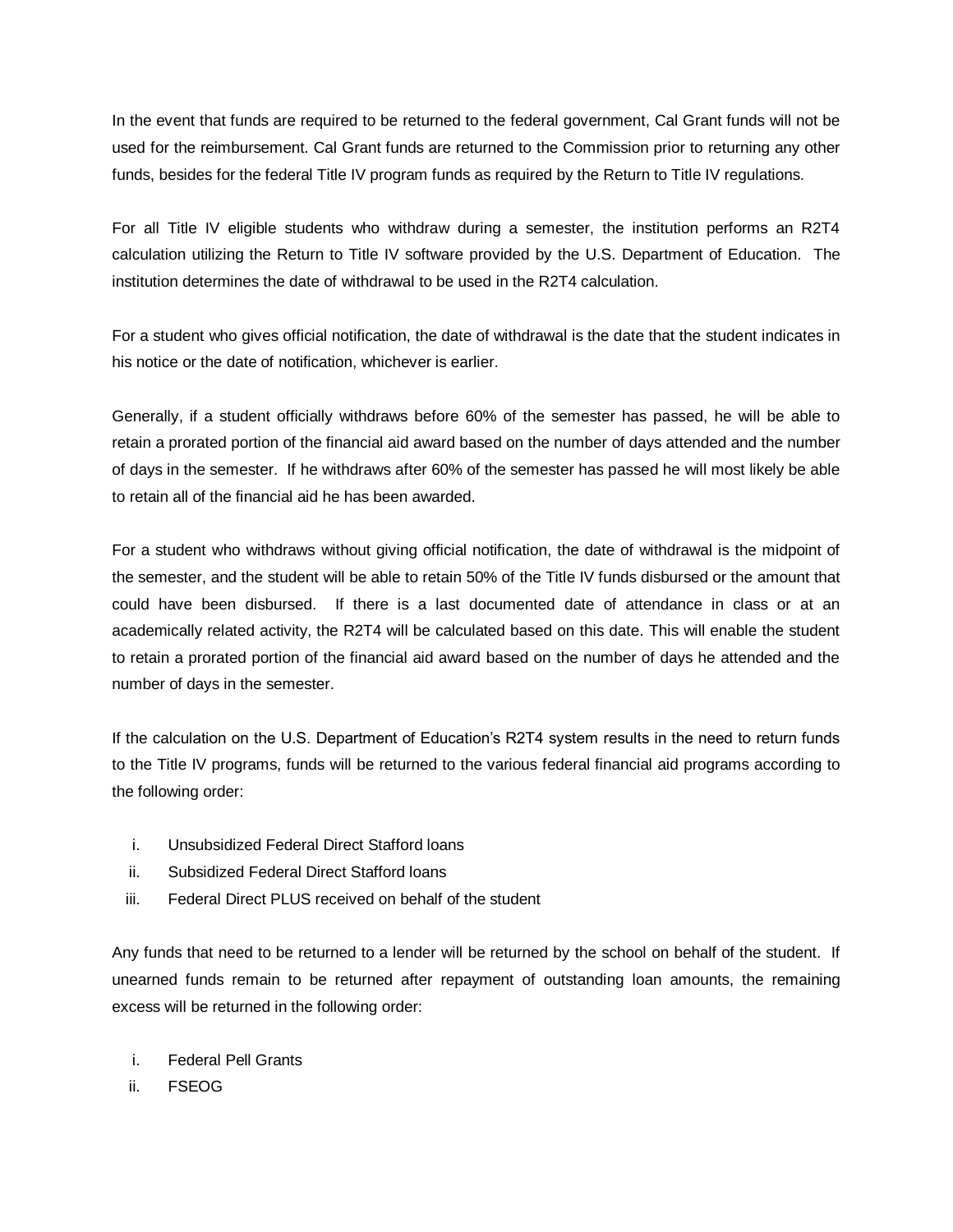In the event that funds are required to be returned to the federal government, Cal Grant funds will not be used for the reimbursement. Cal Grant funds are returned to the Commission prior to returning any other funds, besides for the federal Title IV program funds as required by the Return to Title IV regulations.

For all Title IV eligible students who withdraw during a semester, the institution performs an R2T4 calculation utilizing the Return to Title IV software provided by the U.S. Department of Education. The institution determines the date of withdrawal to be used in the R2T4 calculation.

For a student who gives official notification, the date of withdrawal is the date that the student indicates in his notice or the date of notification, whichever is earlier.

Generally, if a student officially withdraws before 60% of the semester has passed, he will be able to retain a prorated portion of the financial aid award based on the number of days attended and the number of days in the semester. If he withdraws after 60% of the semester has passed he will most likely be able to retain all of the financial aid he has been awarded.

For a student who withdraws without giving official notification, the date of withdrawal is the midpoint of the semester, and the student will be able to retain 50% of the Title IV funds disbursed or the amount that could have been disbursed. If there is a last documented date of attendance in class or at an academically related activity, the R2T4 will be calculated based on this date. This will enable the student to retain a prorated portion of the financial aid award based on the number of days he attended and the number of days in the semester.

If the calculation on the U.S. Department of Education's R2T4 system results in the need to return funds to the Title IV programs, funds will be returned to the various federal financial aid programs according to the following order:

i. Unsubsidized Federal Direct Stafford loans
ii. Subsidized Federal Direct Stafford loans
iii. Federal Direct PLUS received on behalf of the student

Any funds that need to be returned to a lender will be returned by the school on behalf of the student. If unearned funds remain to be returned after repayment of outstanding loan amounts, the remaining excess will be returned in the following order:

i. Federal Pell Grants
ii. FSEOG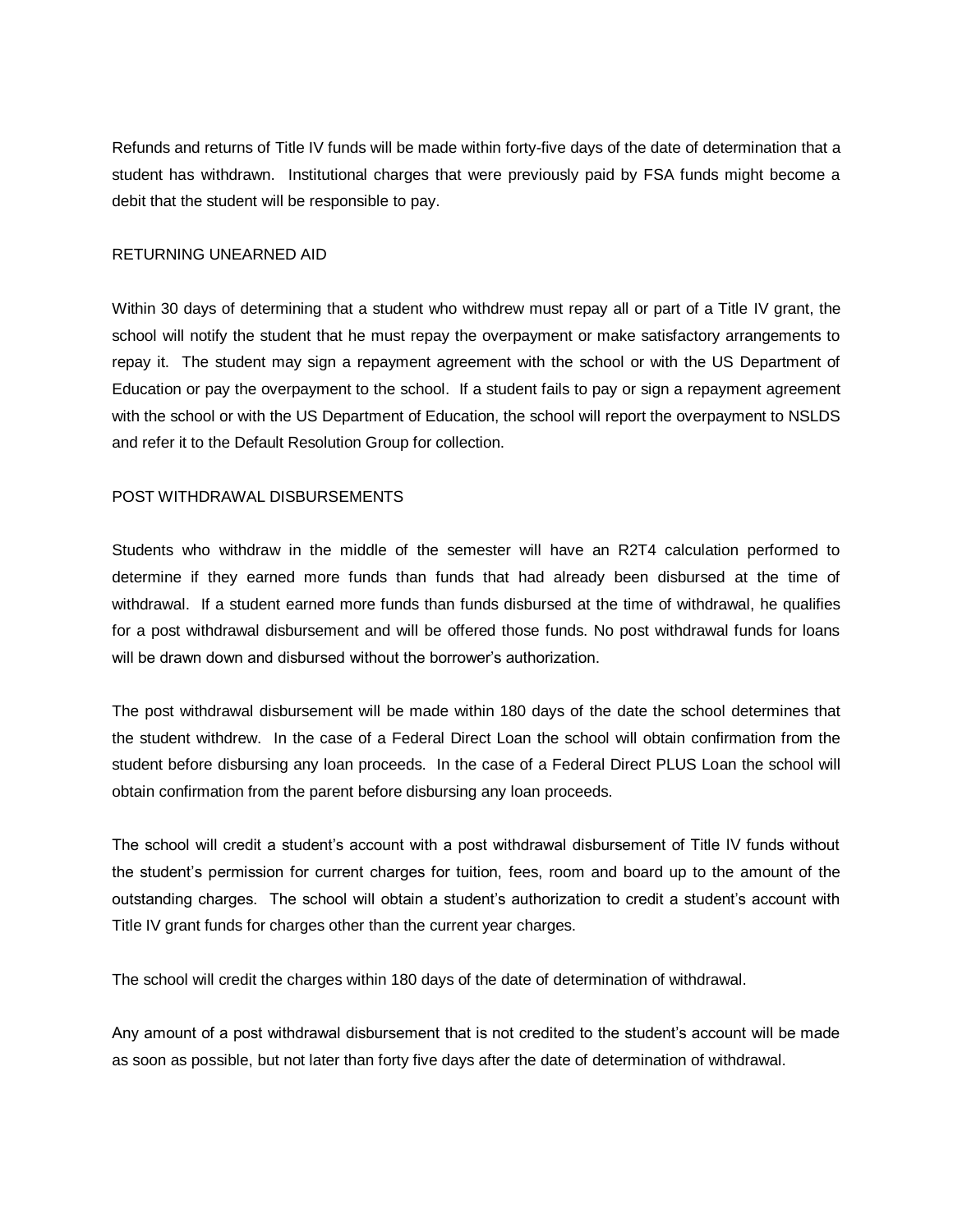Refunds and returns of Title IV funds will be made within forty-five days of the date of determination that a student has withdrawn. Institutional charges that were previously paid by FSA funds might become a debit that the student will be responsible to pay.

## RETURNING UNEARNED AID

Within 30 days of determining that a student who withdrew must repay all or part of a Title IV grant, the school will notify the student that he must repay the overpayment or make satisfactory arrangements to repay it. The student may sign a repayment agreement with the school or with the US Department of Education or pay the overpayment to the school. If a student fails to pay or sign a repayment agreement with the school or with the US Department of Education, the school will report the overpayment to NSLDS and refer it to the Default Resolution Group for collection.

## POST WITHDRAWAL DISBURSEMENTS

Students who withdraw in the middle of the semester will have an R2T4 calculation performed to determine if they earned more funds than funds that had already been disbursed at the time of withdrawal. If a student earned more funds than funds disbursed at the time of withdrawal, he qualifies for a post withdrawal disbursement and will be offered those funds. No post withdrawal funds for loans will be drawn down and disbursed without the borrower's authorization.

The post withdrawal disbursement will be made within 180 days of the date the school determines that the student withdrew. In the case of a Federal Direct Loan the school will obtain confirmation from the student before disbursing any loan proceeds. In the case of a Federal Direct PLUS Loan the school will obtain confirmation from the parent before disbursing any loan proceeds.

The school will credit a student's account with a post withdrawal disbursement of Title IV funds without the student's permission for current charges for tuition, fees, room and board up to the amount of the outstanding charges. The school will obtain a student's authorization to credit a student's account with Title IV grant funds for charges other than the current year charges.

The school will credit the charges within 180 days of the date of determination of withdrawal.

Any amount of a post withdrawal disbursement that is not credited to the student's account will be made as soon as possible, but not later than forty five days after the date of determination of withdrawal.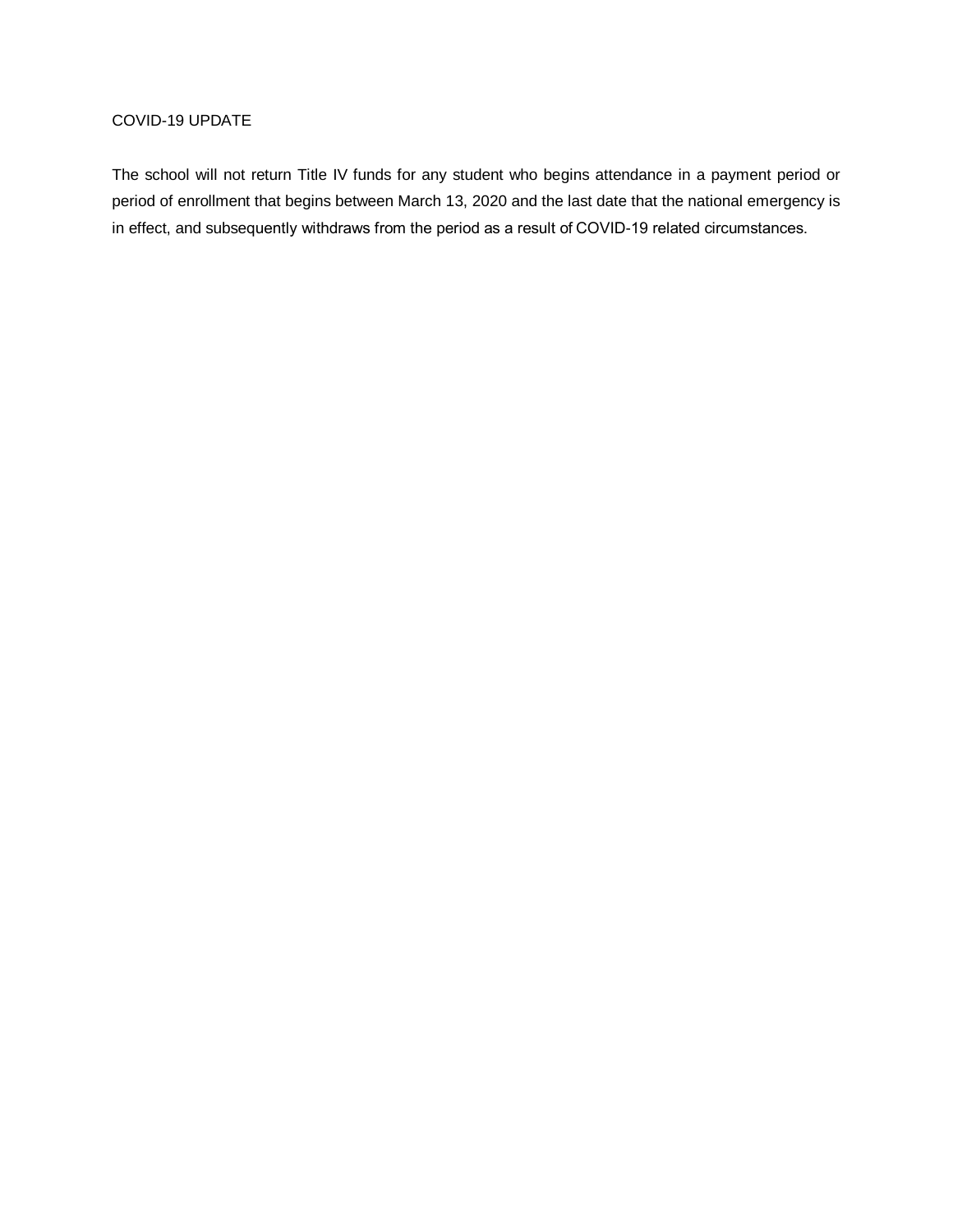## COVID-19 UPDATE

The school will not return Title IV funds for any student who begins attendance in a payment period or period of enrollment that begins between March 13, 2020 and the last date that the national emergency is in effect, and subsequently withdraws from the period as a result of COVID-19 related circumstances.